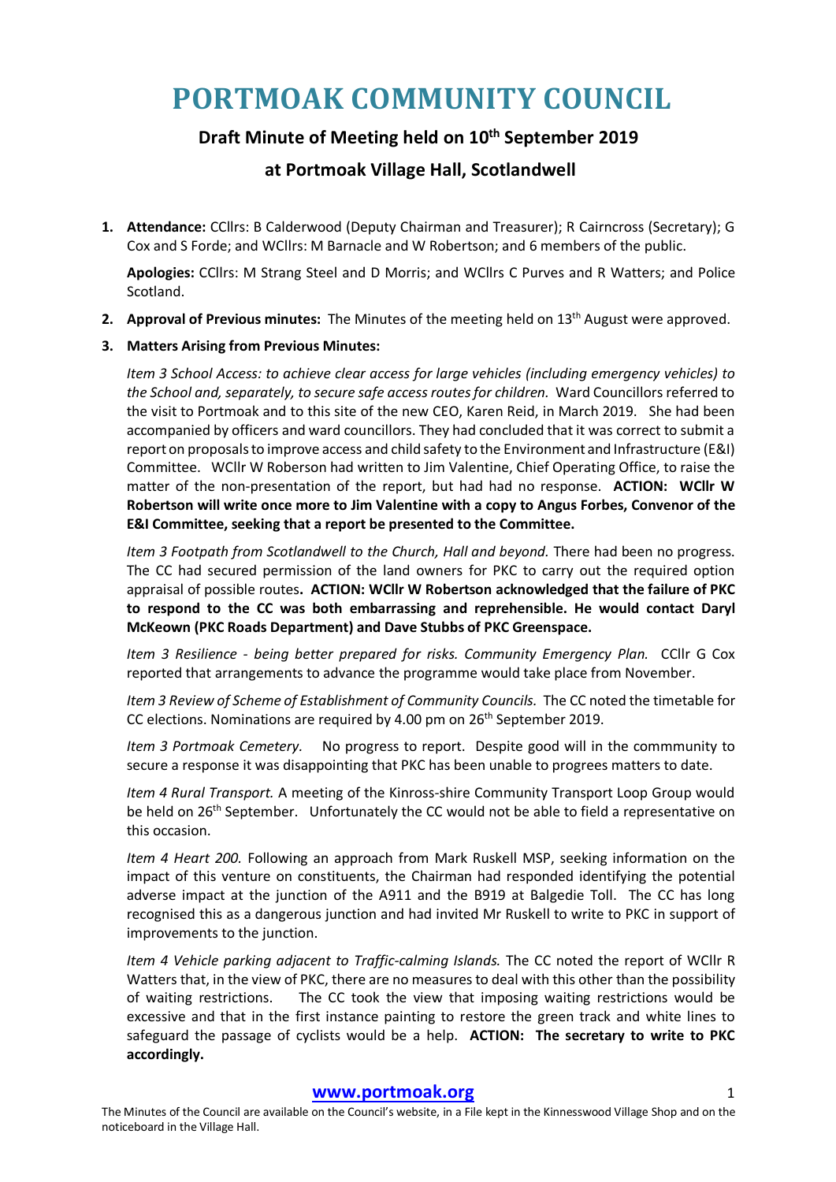# PORTMOAK COMMUNITY COUNCIL

## Draft Minute of Meeting held on 10th September 2019

## at Portmoak Village Hall, Scotlandwell

1. **Attendance:** CCllrs: B Calderwood (Deputy Chairman and Treasurer); R Cairncross (Secretary); G Cox and S Forde; and WCllrs: M Barnacle and W Robertson; and 6 members of the public.

   **Apologies:** CCllrs: M Strang Steel and D Morris; and WCllrs C Purves and R Watters; and Police Scotland.

2. **Approval of Previous minutes:** The Minutes of the meeting held on 13th August were approved.

3. **Matters Arising from Previous Minutes:**

   *Item 3 School Access: to achieve clear access for large vehicles (including emergency vehicles) to the School and, separately, to secure safe access routes for children.* Ward Councillors referred to the visit to Portmoak and to this site of the new CEO, Karen Reid, in March 2019. She had been accompanied by officers and ward councillors. They had concluded that it was correct to submit a report on proposals to improve access and child safety to the Environment and Infrastructure (E&I) Committee. WCllr W Roberson had written to Jim Valentine, Chief Operating Office, to raise the matter of the non-presentation of the report, but had had no response. **ACTION: WCllr W Robertson will write once more to Jim Valentine with a copy to Angus Forbes, Convenor of the E&I Committee, seeking that a report be presented to the Committee.**

   *Item 3 Footpath from Scotlandwell to the Church, Hall and beyond.* There had been no progress. The CC had secured permission of the land owners for PKC to carry out the required option appraisal of possible routes**. ACTION: WCllr W Robertson acknowledged that the failure of PKC to respond to the CC was both embarrassing and reprehensible. He would contact Daryl McKeown (PKC Roads Department) and Dave Stubbs of PKC Greenspace.**

   *Item 3 Resilience - being better prepared for risks. Community Emergency Plan.* CCllr G Cox reported that arrangements to advance the programme would take place from November.

   *Item 3 Review of Scheme of Establishment of Community Councils.* The CC noted the timetable for CC elections. Nominations are required by 4.00 pm on 26th September 2019.

   *Item 3 Portmoak Cemetery.* No progress to report. Despite good will in the commmunity to secure a response it was disappointing that PKC has been unable to progrees matters to date.

   *Item 4 Rural Transport.* A meeting of the Kinross-shire Community Transport Loop Group would be held on 26th September. Unfortunately the CC would not be able to field a representative on this occasion.

   *Item 4 Heart 200.* Following an approach from Mark Ruskell MSP, seeking information on the impact of this venture on constituents, the Chairman had responded identifying the potential adverse impact at the junction of the A911 and the B919 at Balgedie Toll. The CC has long recognised this as a dangerous junction and had invited Mr Ruskell to write to PKC in support of improvements to the junction.

   *Item 4 Vehicle parking adjacent to Traffic-calming Islands.* The CC noted the report of WCllr R Watters that, in the view of PKC, there are no measures to deal with this other than the possibility of waiting restrictions. The CC took the view that imposing waiting restrictions would be excessive and that in the first instance painting to restore the green track and white lines to safeguard the passage of cyclists would be a help. **ACTION: The secretary to write to PKC accordingly.**

**www.portmoak.org**

The Minutes of the Council are available on the Council's website, in a File kept in the Kinnesswood Village Shop and on the noticeboard in the Village Hall.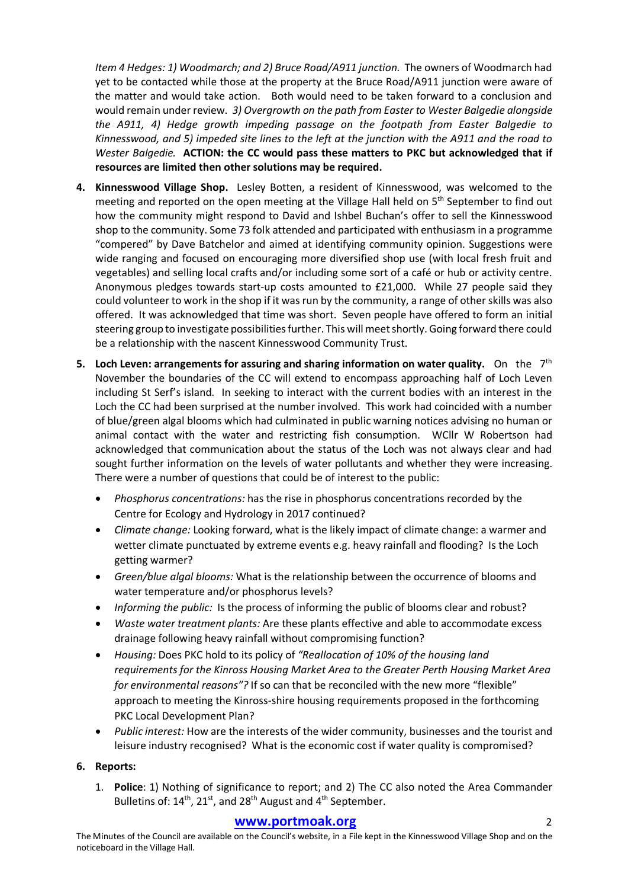*Item 4 Hedges: 1) Woodmarch; and 2) Bruce Road/A911 junction.* The owners of Woodmarch had yet to be contacted while those at the property at the Bruce Road/A911 junction were aware of the matter and would take action. Both would need to be taken forward to a conclusion and would remain under review. *3) Overgrowth on the path from Easter to Wester Balgedie alongside the A911, 4) Hedge growth impeding passage on the footpath from Easter Balgedie to Kinnesswood, and 5) impeded site lines to the left at the junction with the A911 and the road to Wester Balgedie.* **ACTION: the CC would pass these matters to PKC but acknowledged that if resources are limited then other solutions may be required.**

4. **Kinnesswood Village Shop.** Lesley Botten, a resident of Kinnesswood, was welcomed to the meeting and reported on the open meeting at the Village Hall held on 5th September to find out how the community might respond to David and Ishbel Buchan's offer to sell the Kinnesswood shop to the community. Some 73 folk attended and participated with enthusiasm in a programme "compered" by Dave Batchelor and aimed at identifying community opinion. Suggestions were wide ranging and focused on encouraging more diversified shop use (with local fresh fruit and vegetables) and selling local crafts and/or including some sort of a café or hub or activity centre. Anonymous pledges towards start-up costs amounted to £21,000. While 27 people said they could volunteer to work in the shop if it was run by the community, a range of other skills was also offered. It was acknowledged that time was short. Seven people have offered to form an initial steering group to investigate possibilities further. This will meet shortly. Going forward there could be a relationship with the nascent Kinnesswood Community Trust.

5. **Loch Leven: arrangements for assuring and sharing information on water quality.** On the 7th November the boundaries of the CC will extend to encompass approaching half of Loch Leven including St Serf's island. In seeking to interact with the current bodies with an interest in the Loch the CC had been surprised at the number involved. This work had coincided with a number of blue/green algal blooms which had culminated in public warning notices advising no human or animal contact with the water and restricting fish consumption. WCllr W Robertson had acknowledged that communication about the status of the Loch was not always clear and had sought further information on the levels of water pollutants and whether they were increasing. There were a number of questions that could be of interest to the public:

   - *Phosphorus concentrations:* has the rise in phosphorus concentrations recorded by the Centre for Ecology and Hydrology in 2017 continued?
   - *Climate change:* Looking forward, what is the likely impact of climate change: a warmer and wetter climate punctuated by extreme events e.g. heavy rainfall and flooding? Is the Loch getting warmer?
   - *Green/blue algal blooms:* What is the relationship between the occurrence of blooms and water temperature and/or phosphorus levels?
   - *Informing the public:* Is the process of informing the public of blooms clear and robust?
   - *Waste water treatment plants:* Are these plants effective and able to accommodate excess drainage following heavy rainfall without compromising function?
   - *Housing:* Does PKC hold to its policy of *"Reallocation of 10% of the housing land requirements for the Kinross Housing Market Area to the Greater Perth Housing Market Area for environmental reasons"?* If so can that be reconciled with the new more "flexible" approach to meeting the Kinross-shire housing requirements proposed in the forthcoming PKC Local Development Plan?
   - *Public interest:* How are the interests of the wider community, businesses and the tourist and leisure industry recognised? What is the economic cost if water quality is compromised?

6. **Reports:**

   1. **Police**: 1) Nothing of significance to report; and 2) The CC also noted the Area Commander Bulletins of: 14th, 21st, and 28th August and 4th September.

**www.portmoak.org**

The Minutes of the Council are available on the Council's website, in a File kept in the Kinnesswood Village Shop and on the noticeboard in the Village Hall.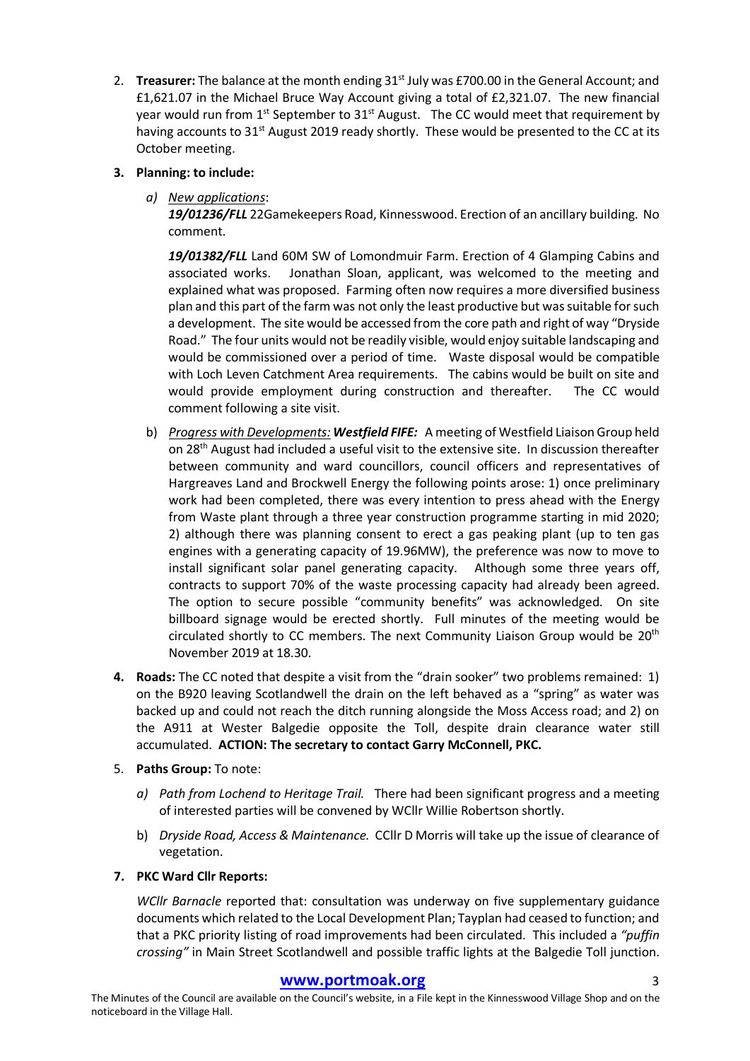2. **Treasurer:** The balance at the month ending 31st July was £700.00 in the General Account; and £1,621.07 in the Michael Bruce Way Account giving a total of £2,321.07. The new financial year would run from 1st September to 31st August. The CC would meet that requirement by having accounts to 31st August 2019 ready shortly. These would be presented to the CC at its October meeting.

3. **Planning: to include:**

   a) *New applications*:

      ***19/01236/FLL*** 22Gamekeepers Road, Kinnesswood. Erection of an ancillary building. No comment.

      ***19/01382/FLL*** Land 60M SW of Lomondmuir Farm. Erection of 4 Glamping Cabins and associated works. Jonathan Sloan, applicant, was welcomed to the meeting and explained what was proposed. Farming often now requires a more diversified business plan and this part of the farm was not only the least productive but was suitable for such a development. The site would be accessed from the core path and right of way "Dryside Road." The four units would not be readily visible, would enjoy suitable landscaping and would be commissioned over a period of time. Waste disposal would be compatible with Loch Leven Catchment Area requirements. The cabins would be built on site and would provide employment during construction and thereafter. The CC would comment following a site visit.

   b) *Progress with Developments:* ***Westfield FIFE:*** A meeting of Westfield Liaison Group held on 28th August had included a useful visit to the extensive site. In discussion thereafter between community and ward councillors, council officers and representatives of Hargreaves Land and Brockwell Energy the following points arose: 1) once preliminary work had been completed, there was every intention to press ahead with the Energy from Waste plant through a three year construction programme starting in mid 2020; 2) although there was planning consent to erect a gas peaking plant (up to ten gas engines with a generating capacity of 19.96MW), the preference was now to move to install significant solar panel generating capacity. Although some three years off, contracts to support 70% of the waste processing capacity had already been agreed. The option to secure possible "community benefits" was acknowledged. On site billboard signage would be erected shortly. Full minutes of the meeting would be circulated shortly to CC members. The next Community Liaison Group would be 20th November 2019 at 18.30.

4. **Roads:** The CC noted that despite a visit from the "drain sooker" two problems remained: 1) on the B920 leaving Scotlandwell the drain on the left behaved as a "spring" as water was backed up and could not reach the ditch running alongside the Moss Access road; and 2) on the A911 at Wester Balgedie opposite the Toll, despite drain clearance water still accumulated. **ACTION: The secretary to contact Garry McConnell, PKC.**

5. **Paths Group:** To note:

   a) *Path from Lochend to Heritage Trail.* There had been significant progress and a meeting of interested parties will be convened by WCllr Willie Robertson shortly.

   b) *Dryside Road, Access & Maintenance.* CCllr D Morris will take up the issue of clearance of vegetation.

7. **PKC Ward Cllr Reports:**

   *WCllr Barnacle* reported that: consultation was underway on five supplementary guidance documents which related to the Local Development Plan; Tayplan had ceased to function; and that a PKC priority listing of road improvements had been circulated. This included a *"puffin crossing"* in Main Street Scotlandwell and possible traffic lights at the Balgedie Toll junction.

**www.portmoak.org**

The Minutes of the Council are available on the Council's website, in a File kept in the Kinnesswood Village Shop and on the noticeboard in the Village Hall.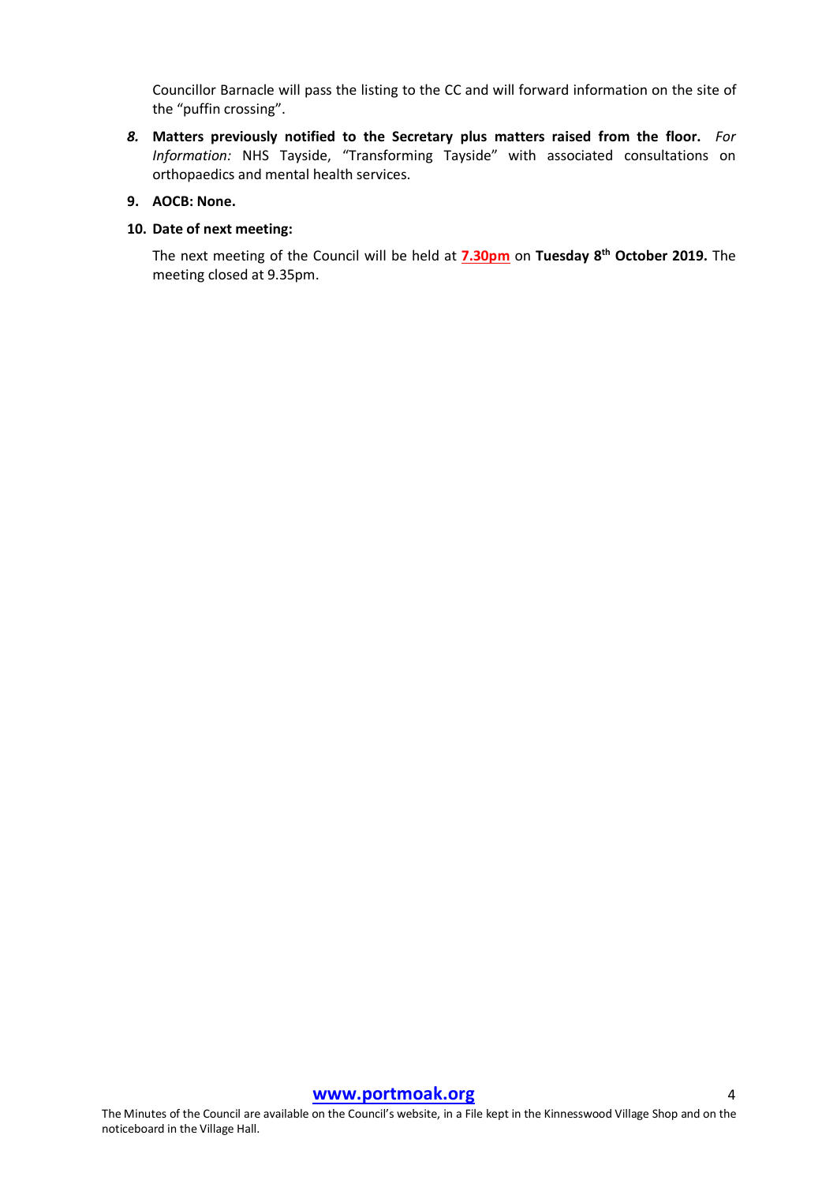Councillor Barnacle will pass the listing to the CC and will forward information on the site of the "puffin crossing".

8. **Matters previously notified to the Secretary plus matters raised from the floor.** *For Information:* NHS Tayside, "Transforming Tayside" with associated consultations on orthopaedics and mental health services.

9. **AOCB: None.**

10. **Date of next meeting:**

    The next meeting of the Council will be held at **7.30pm** on **Tuesday 8th October 2019.** The meeting closed at 9.35pm.

**www.portmoak.org**

The Minutes of the Council are available on the Council's website, in a File kept in the Kinnesswood Village Shop and on the noticeboard in the Village Hall.